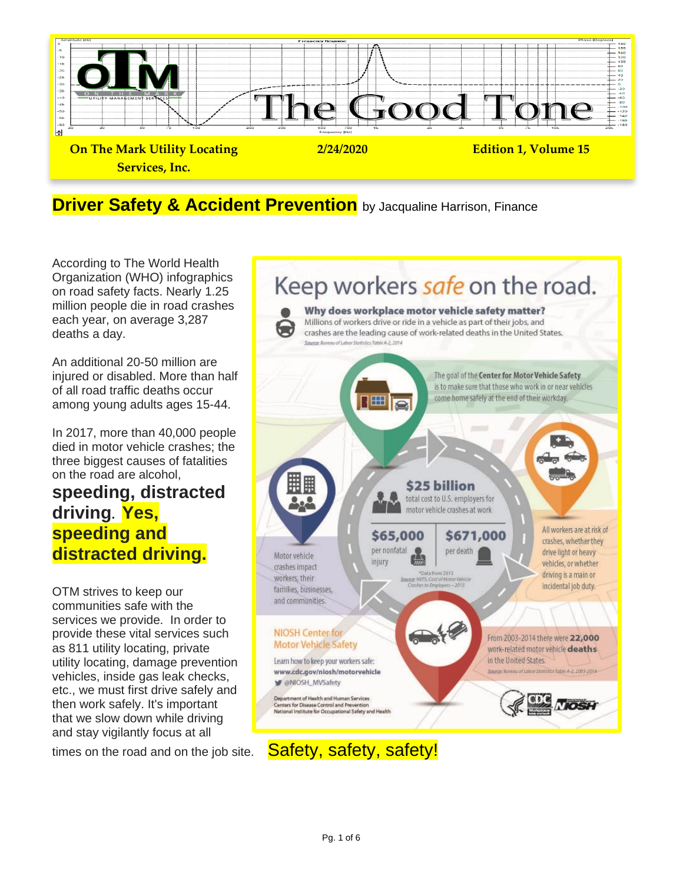# The Good Tone

**On The Mark Utility Locating Services, Inc.** **2/24/2020** **Edition 1, Volume 15**

## Driver Safety & Accident Prevention by Jacqualine Harrison, Finance

According to The World Health Organization (WHO) infographics on road safety facts. Nearly 1.25 million people die in road crashes each year, on average 3,287 deaths a day.

An additional 20-50 million are injured or disabled. More than half of all road traffic deaths occur among young adults ages 15-44.

In 2017, more than 40,000 people died in motor vehicle crashes; the three biggest causes of fatalities on the road are alcohol, **speeding, distracted driving. Yes, speeding and distracted driving.**

OTM strives to keep our communities safe with the services we provide. In order to provide these vital services such as 811 utility locating, private utility locating, damage prevention vehicles, inside gas leak checks, etc., we must first drive safely and then work safely. It's important that we slow down while driving and stay vigilantly focus at all times on the road and on the job site.

### Keep workers *safe* on the road.

**Why does workplace motor vehicle safety matter?**
Millions of workers drive or ride in a vehicle as part of their jobs, and crashes are the leading cause of work-related deaths in the United States.
*Source: Bureau of Labor Statistics Table A-2, 2014*

The goal of the **Center for Motor Vehicle Safety** is to make sure that those who work in or near vehicles come home safely at the end of their workday.

**$25 billion** total cost to U.S. employers for motor vehicle crashes at work

**$65,000** per nonfatal injury

**$671,000** per death

*Data from 2013
*Source: NETS, Cost of Motor Vehicle Crashes to Employers – 2015*

Motor vehicle crashes impact workers, their families, businesses, and communities.

All workers are at risk of crashes, whether they drive light or heavy vehicles, or whether driving is a main or incidental job duty.

From 2003-2014 there were **22,000** work-related motor vehicle **deaths** in the United States.
*Source: Bureau of Labor Statistics Table A-2, 2003-2014*

NIOSH Center for Motor Vehicle Safety

Learn how to keep your workers safe:
**www.cdc.gov/niosh/motorvehicle**
@NIOSH_MVSafety

Department of Health and Human Services
Centers for Disease Control and Prevention
National Institute for Occupational Safety and Health

Safety, safety, safety!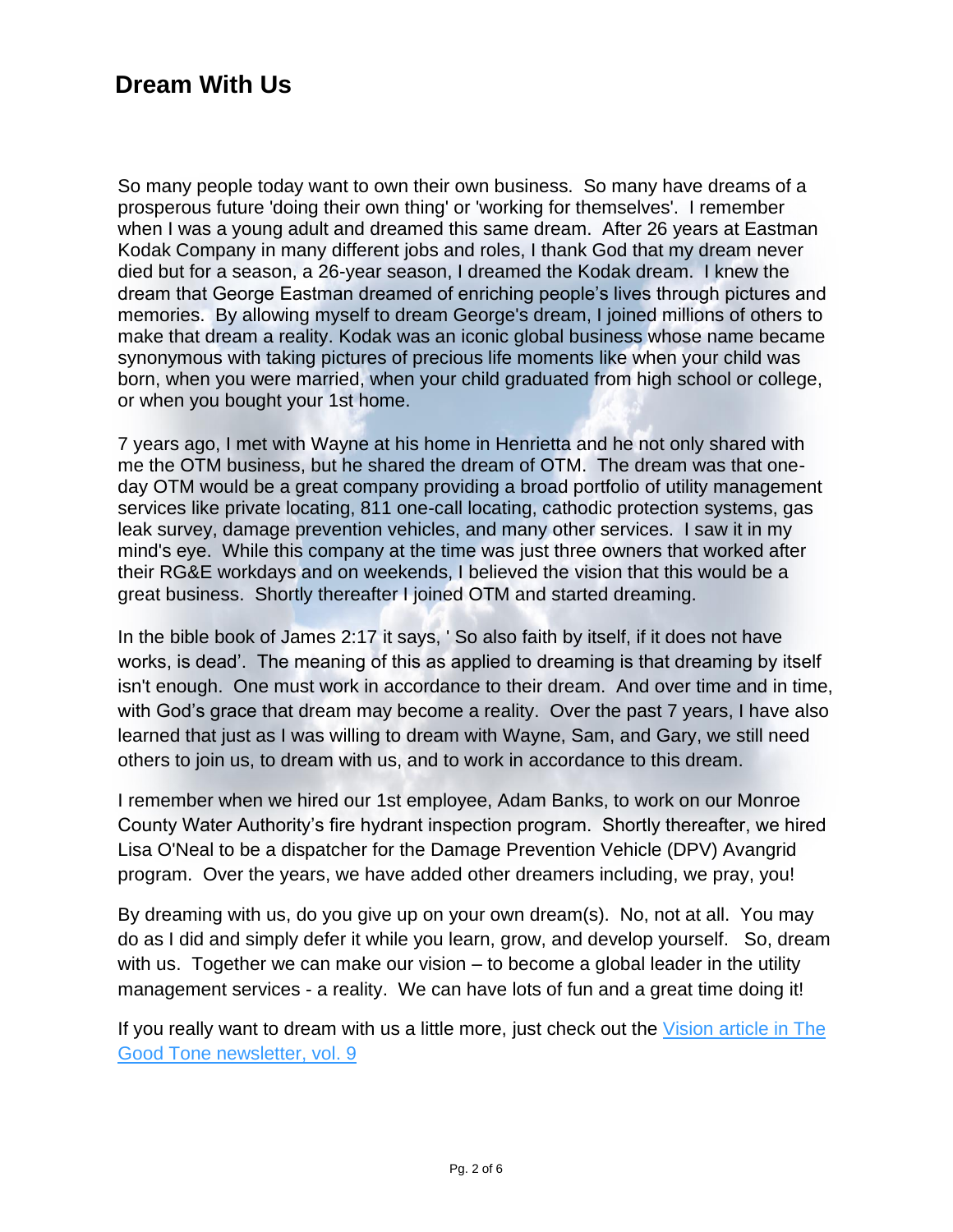# Dream With Us

So many people today want to own their own business. So many have dreams of a prosperous future 'doing their own thing' or 'working for themselves'. I remember when I was a young adult and dreamed this same dream. After 26 years at Eastman Kodak Company in many different jobs and roles, I thank God that my dream never died but for a season, a 26-year season, I dreamed the Kodak dream. I knew the dream that George Eastman dreamed of enriching people's lives through pictures and memories. By allowing myself to dream George's dream, I joined millions of others to make that dream a reality. Kodak was an iconic global business whose name became synonymous with taking pictures of precious life moments like when your child was born, when you were married, when your child graduated from high school or college, or when you bought your 1st home.

7 years ago, I met with Wayne at his home in Henrietta and he not only shared with me the OTM business, but he shared the dream of OTM. The dream was that one-day OTM would be a great company providing a broad portfolio of utility management services like private locating, 811 one-call locating, cathodic protection systems, gas leak survey, damage prevention vehicles, and many other services. I saw it in my mind's eye. While this company at the time was just three owners that worked after their RG&E workdays and on weekends, I believed the vision that this would be a great business. Shortly thereafter I joined OTM and started dreaming.

In the bible book of James 2:17 it says, ' So also faith by itself, if it does not have works, is dead'. The meaning of this as applied to dreaming is that dreaming by itself isn't enough. One must work in accordance to their dream. And over time and in time, with God's grace that dream may become a reality. Over the past 7 years, I have also learned that just as I was willing to dream with Wayne, Sam, and Gary, we still need others to join us, to dream with us, and to work in accordance to this dream.

I remember when we hired our 1st employee, Adam Banks, to work on our Monroe County Water Authority's fire hydrant inspection program. Shortly thereafter, we hired Lisa O'Neal to be a dispatcher for the Damage Prevention Vehicle (DPV) Avangrid program. Over the years, we have added other dreamers including, we pray, you!

By dreaming with us, do you give up on your own dream(s). No, not at all. You may do as I did and simply defer it while you learn, grow, and develop yourself. So, dream with us. Together we can make our vision – to become a global leader in the utility management services - a reality. We can have lots of fun and a great time doing it!

If you really want to dream with us a little more, just check out the Vision article in The Good Tone newsletter, vol. 9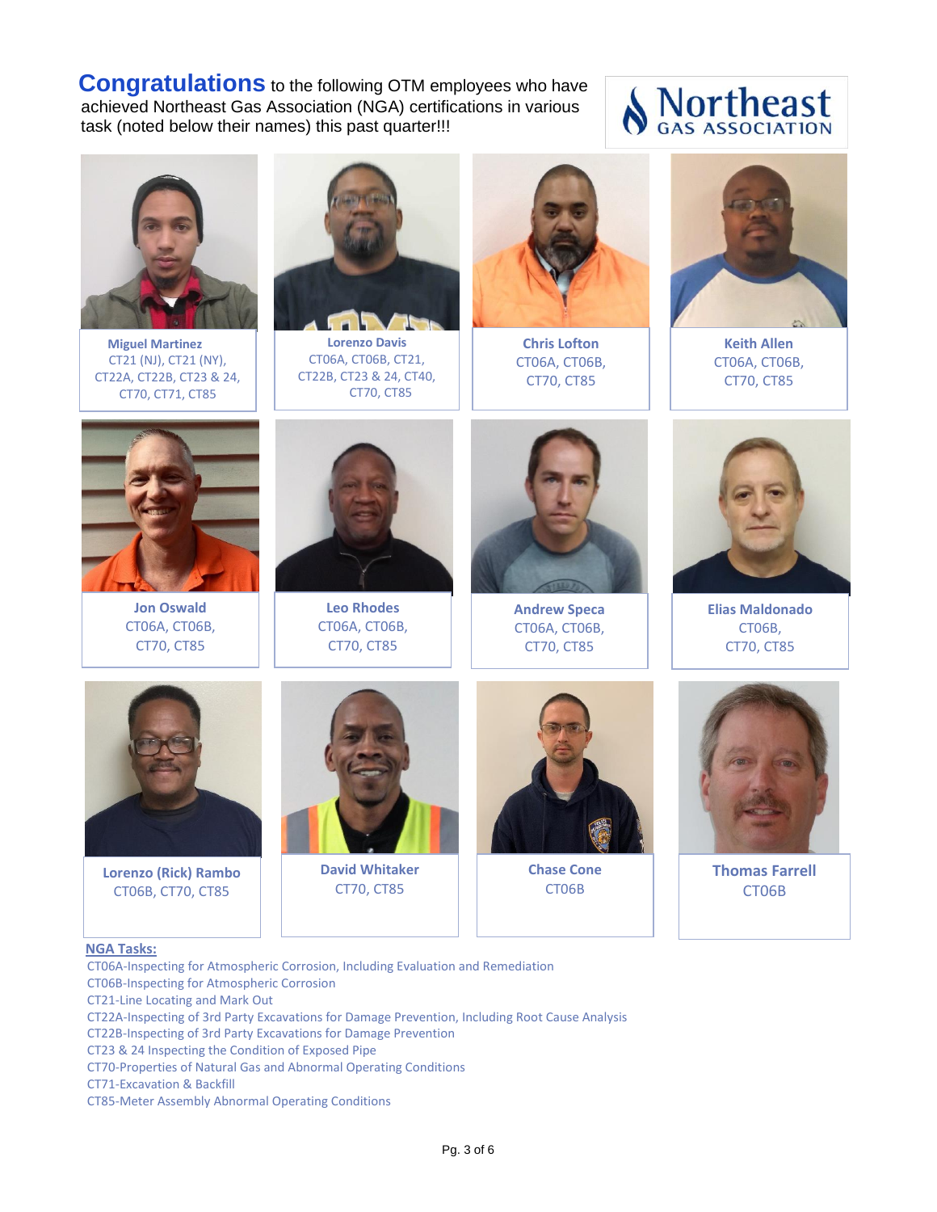**Congratulations** to the following OTM employees who have achieved Northeast Gas Association (NGA) certifications in various task (noted below their names) this past quarter!!!

Northeast GAS ASSOCIATION

**Miguel Martinez**
CT21 (NJ), CT21 (NY), CT22A, CT22B, CT23 & 24, CT70, CT71, CT85

**Lorenzo Davis**
CT06A, CT06B, CT21, CT22B, CT23 & 24, CT40, CT70, CT85

**Chris Lofton**
CT06A, CT06B, CT70, CT85

**Keith Allen**
CT06A, CT06B, CT70, CT85

**Jon Oswald**
CT06A, CT06B, CT70, CT85

**Leo Rhodes**
CT06A, CT06B, CT70, CT85

**Andrew Speca**
CT06A, CT06B, CT70, CT85

**Elias Maldonado**
CT06B, CT70, CT85

**Lorenzo (Rick) Rambo**
CT06B, CT70, CT85

**David Whitaker**
CT70, CT85

**Chase Cone**
CT06B

**Thomas Farrell**
CT06B

**NGA Tasks:**

CT06A-Inspecting for Atmospheric Corrosion, Including Evaluation and Remediation
CT06B-Inspecting for Atmospheric Corrosion
CT21-Line Locating and Mark Out
CT22A-Inspecting of 3rd Party Excavations for Damage Prevention, Including Root Cause Analysis
CT22B-Inspecting of 3rd Party Excavations for Damage Prevention
CT23 & 24 Inspecting the Condition of Exposed Pipe
CT70-Properties of Natural Gas and Abnormal Operating Conditions
CT71-Excavation & Backfill
CT85-Meter Assembly Abnormal Operating Conditions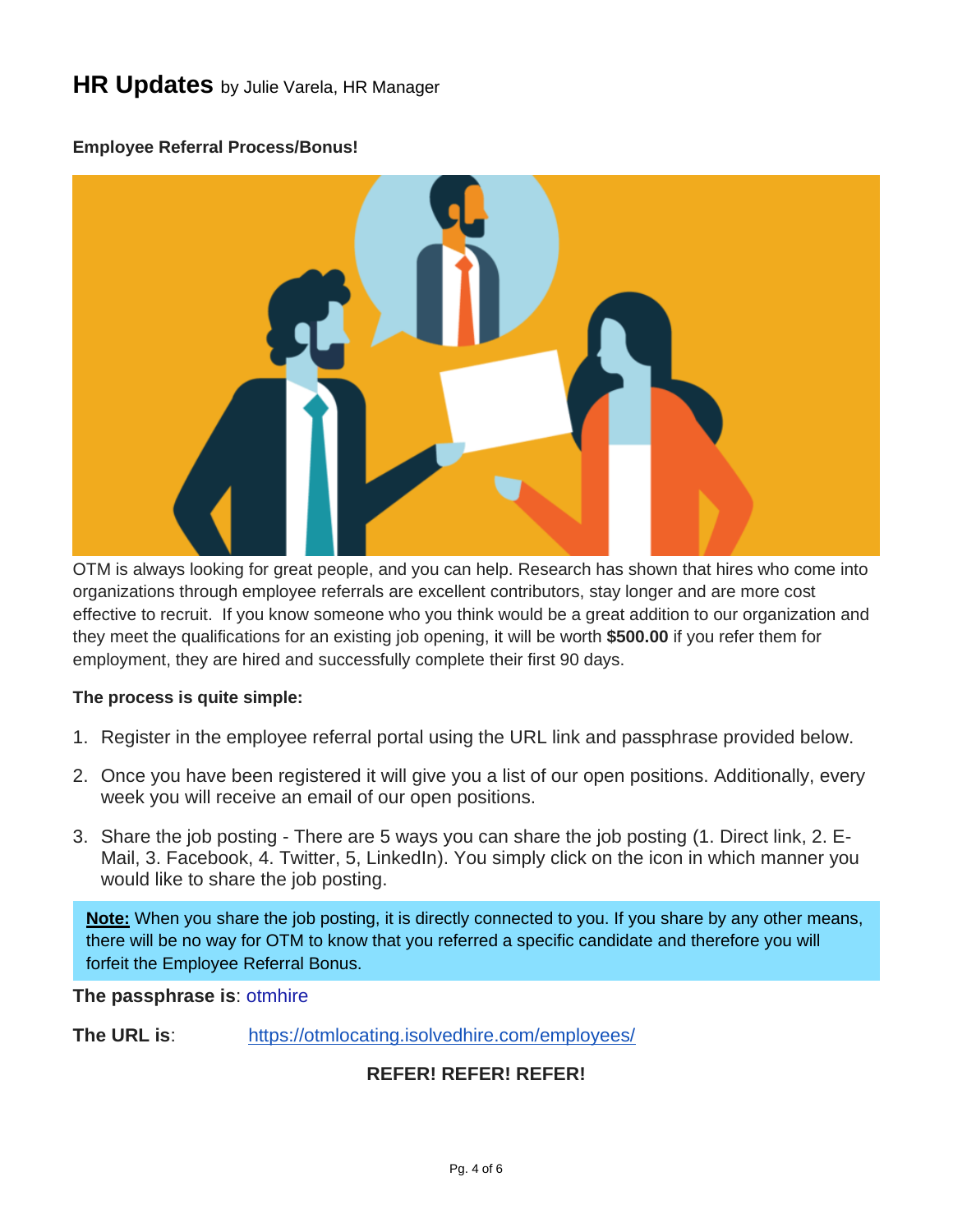# HR Updates by Julie Varela, HR Manager

**Employee Referral Process/Bonus!**

OTM is always looking for great people, and you can help. Research has shown that hires who come into organizations through employee referrals are excellent contributors, stay longer and are more cost effective to recruit. If you know someone who you think would be a great addition to our organization and they meet the qualifications for an existing job opening, it will be worth **$500.00** if you refer them for employment, they are hired and successfully complete their first 90 days.

**The process is quite simple:**

1. Register in the employee referral portal using the URL link and passphrase provided below.
2. Once you have been registered it will give you a list of our open positions. Additionally, every week you will receive an email of our open positions.
3. Share the job posting - There are 5 ways you can share the job posting (1. Direct link, 2. E-Mail, 3. Facebook, 4. Twitter, 5, LinkedIn). You simply click on the icon in which manner you would like to share the job posting.

**Note:** When you share the job posting, it is directly connected to you. If you share by any other means, there will be no way for OTM to know that you referred a specific candidate and therefore you will forfeit the Employee Referral Bonus.

**The passphrase is**: otmhire

**The URL is**: https://otmlocating.isolvedhire.com/employees/

**REFER! REFER! REFER!**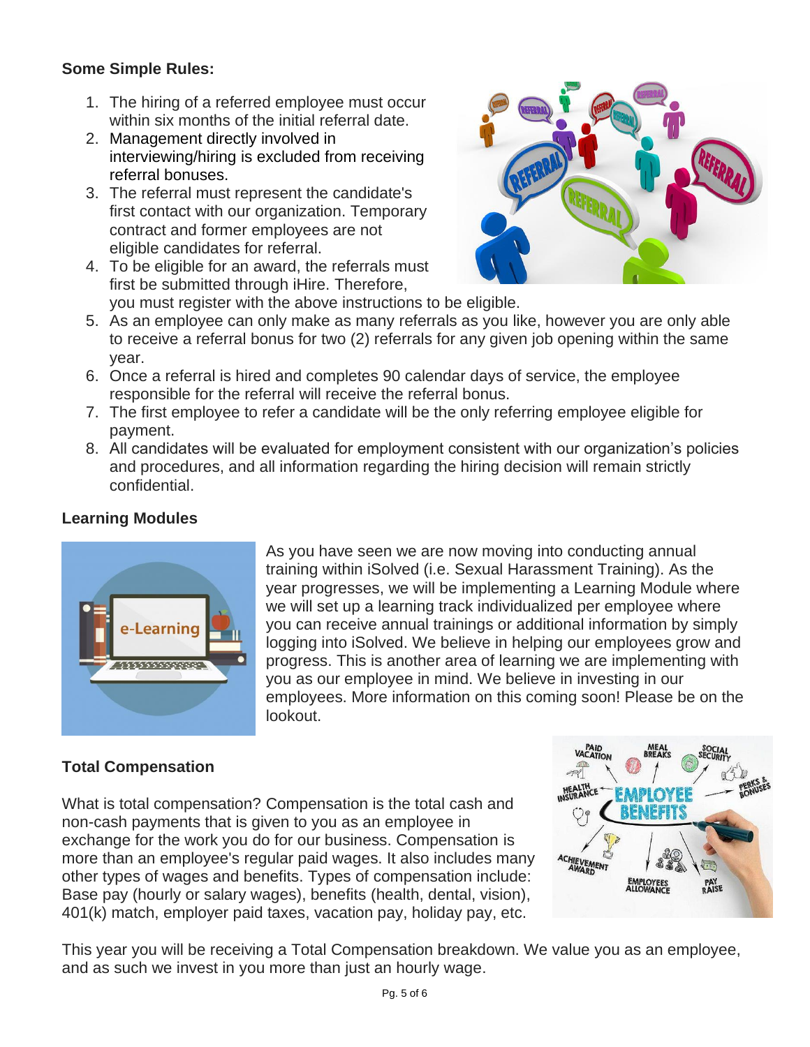**Some Simple Rules:**

1. The hiring of a referred employee must occur within six months of the initial referral date.
2. Management directly involved in interviewing/hiring is excluded from receiving referral bonuses.
3. The referral must represent the candidate's first contact with our organization. Temporary contract and former employees are not eligible candidates for referral.
4. To be eligible for an award, the referrals must first be submitted through iHire. Therefore, you must register with the above instructions to be eligible.
5. As an employee can only make as many referrals as you like, however you are only able to receive a referral bonus for two (2) referrals for any given job opening within the same year.
6. Once a referral is hired and completes 90 calendar days of service, the employee responsible for the referral will receive the referral bonus.
7. The first employee to refer a candidate will be the only referring employee eligible for payment.
8. All candidates will be evaluated for employment consistent with our organization's policies and procedures, and all information regarding the hiring decision will remain strictly confidential.

**Learning Modules**

As you have seen we are now moving into conducting annual training within iSolved (i.e. Sexual Harassment Training). As the year progresses, we will be implementing a Learning Module where we will set up a learning track individualized per employee where you can receive annual trainings or additional information by simply logging into iSolved. We believe in helping our employees grow and progress. This is another area of learning we are implementing with you as our employee in mind. We believe in investing in our employees. More information on this coming soon! Please be on the lookout.

**Total Compensation**

What is total compensation? Compensation is the total cash and non-cash payments that is given to you as an employee in exchange for the work you do for our business. Compensation is more than an employee's regular paid wages. It also includes many other types of wages and benefits. Types of compensation include: Base pay (hourly or salary wages), benefits (health, dental, vision), 401(k) match, employer paid taxes, vacation pay, holiday pay, etc.

This year you will be receiving a Total Compensation breakdown. We value you as an employee, and as such we invest in you more than just an hourly wage.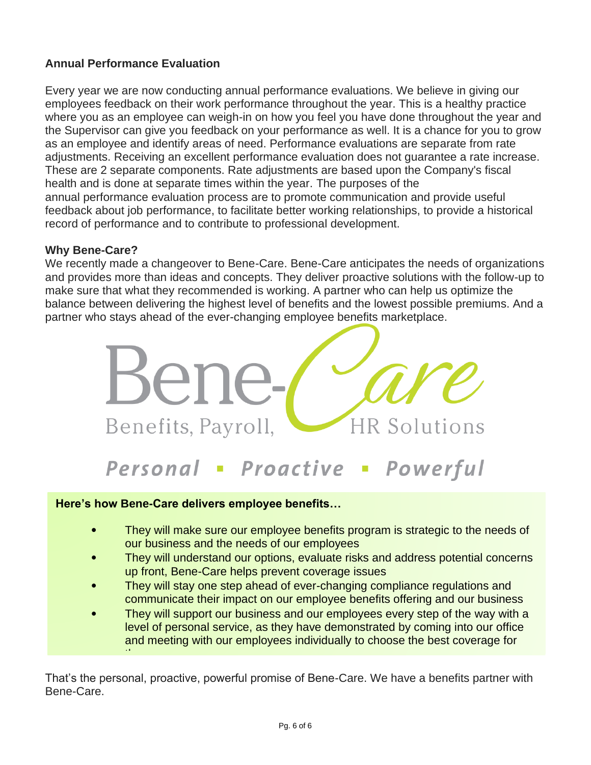## Annual Performance Evaluation

Every year we are now conducting annual performance evaluations. We believe in giving our employees feedback on their work performance throughout the year. This is a healthy practice where you as an employee can weigh-in on how you feel you have done throughout the year and the Supervisor can give you feedback on your performance as well. It is a chance for you to grow as an employee and identify areas of need. Performance evaluations are separate from rate adjustments. Receiving an excellent performance evaluation does not guarantee a rate increase. These are 2 separate components. Rate adjustments are based upon the Company's fiscal health and is done at separate times within the year. The purposes of the annual performance evaluation process are to promote communication and provide useful feedback about job performance, to facilitate better working relationships, to provide a historical record of performance and to contribute to professional development.

## Why Bene-Care?

We recently made a changeover to Bene-Care. Bene-Care anticipates the needs of organizations and provides more than ideas and concepts. They deliver proactive solutions with the follow-up to make sure that what they recommended is working. A partner who can help us optimize the balance between delivering the highest level of benefits and the lowest possible premiums. And a partner who stays ahead of the ever-changing employee benefits marketplace.

Bene-Care

Benefits, Payroll, HR Solutions

*Personal ▪ Proactive ▪ Powerful*

**Here's how Bene-Care delivers employee benefits…**

- They will make sure our employee benefits program is strategic to the needs of our business and the needs of our employees
- They will understand our options, evaluate risks and address potential concerns up front, Bene-Care helps prevent coverage issues
- They will stay one step ahead of ever-changing compliance regulations and communicate their impact on our employee benefits offering and our business
- They will support our business and our employees every step of the way with a level of personal service, as they have demonstrated by coming into our office and meeting with our employees individually to choose the best coverage for th

That's the personal, proactive, powerful promise of Bene-Care. We have a benefits partner with Bene-Care.